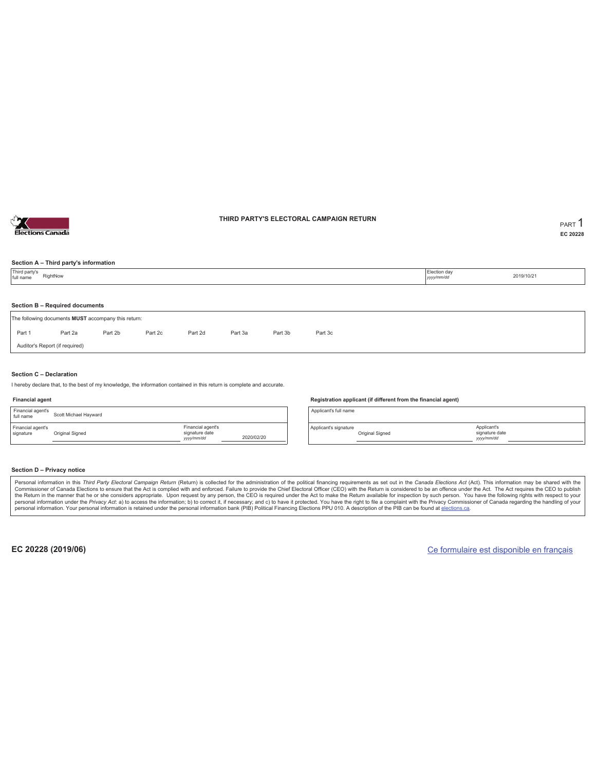# THIRD PARTY'S ELECTORAL CAMPAIGN RETURN

PART 1

EC 20228

### Section A – Third party's information

| Third party's full name | RightNow | Election day *yyyy/mm/dd* | 2019/10/21 |
|---|---|---|---|

### Section B – Required documents

The following documents **MUST** accompany this return:

| Part 1 | Part 2a | Part 2b | Part 2c | Part 2d | Part 3a | Part 3b | Part 3c |
|---|---|---|---|---|---|---|---|

Auditor's Report (if required)

### Section C – Declaration

I hereby declare that, to the best of my knowledge, the information contained in this return is complete and accurate.

**Financial agent**

| Financial agent's full name | Scott Michael Hayward | | |
|---|---|---|---|
| Financial agent's signature | Original Signed | Financial agent's signature date *yyyy/mm/dd* | 2020/02/20 |

**Registration applicant (if different from the financial agent)**

| Applicant's full name | | | |
|---|---|---|---|
| Applicant's signature | Original Signed | Applicant's signature date *yyyy/mm/dd* | |

### Section D – Privacy notice

Personal information in this *Third Party Electoral Campaign Return* (Return) is collected for the administration of the political financing requirements as set out in the *Canada Elections Act* (Act). This information may be shared with the Commissioner of Canada Elections to ensure that the Act is complied with and enforced. Failure to provide the Chief Electoral Officer (CEO) with the Return is considered to be an offence under the Act. The Act requires the CEO to publish the Return in the manner that he or she considers appropriate. Upon request by any person, the CEO is required under the Act to make the Return available for inspection by such person. You have the following rights with respect to your personal information under the *Privacy Act*: a) to access the information; b) to correct it, if necessary; and c) to have it protected. You have the right to file a complaint with the Privacy Commissioner of Canada regarding the handling of your personal information. Your personal information is retained under the personal information bank (PIB) Political Financing Elections PPU 010. A description of the PIB can be found at elections.ca.

EC 20228 (2019/06)

Ce formulaire est disponible en français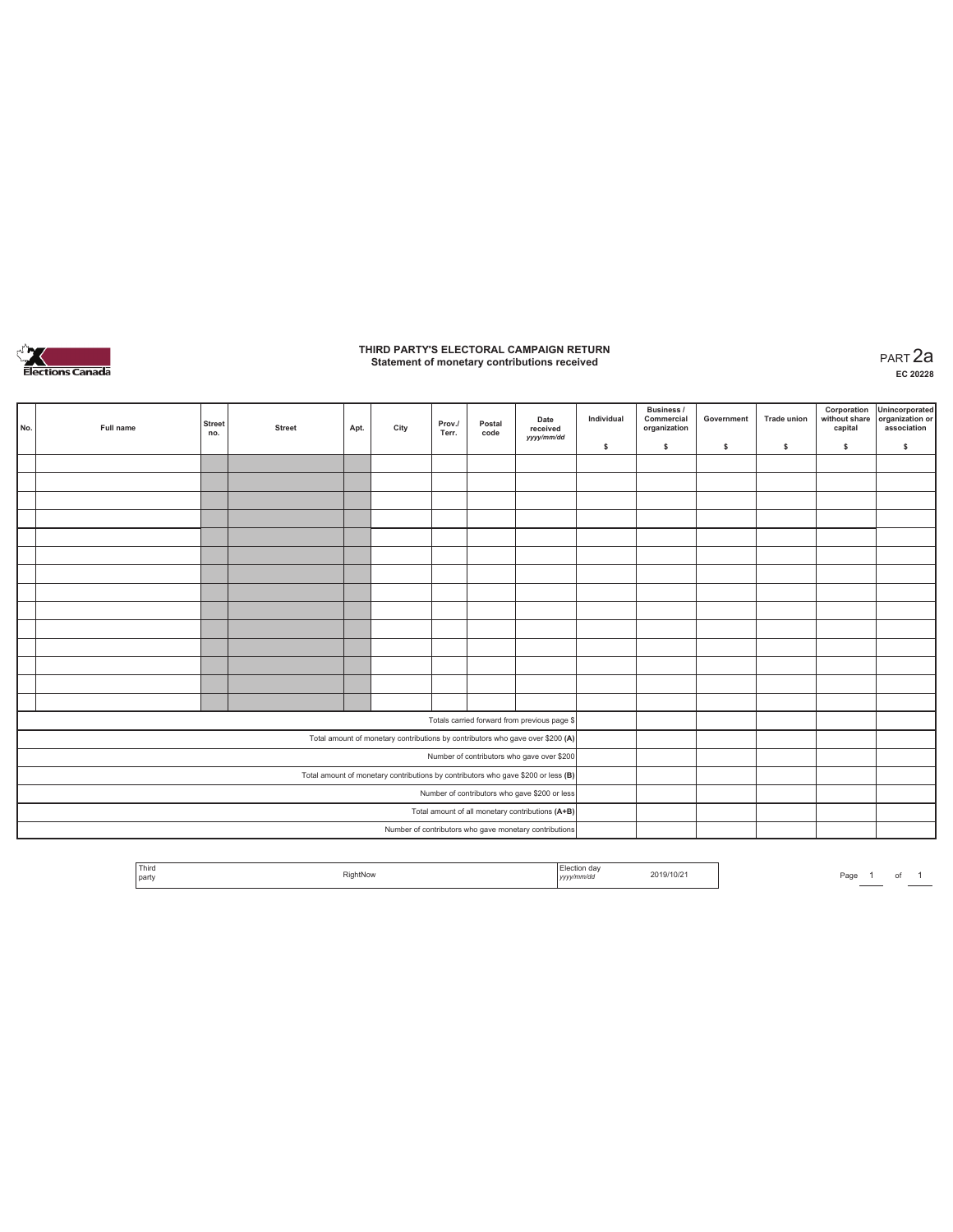# THIRD PARTY'S ELECTORAL CAMPAIGN RETURN
## Statement of monetary contributions received

PART 2a

EC 20228

| No. | Full name | Street no. | Street | Apt. | City | Prov./ Terr. | Postal code | Date received yyyy/mm/dd | Individual $ | Business / Commercial organization $ | Government $ | Trade union $ | Corporation without share capital $ | Unincorporated organization or association $ |
|---|---|---|---|---|---|---|---|---|---|---|---|---|---|---|
| | | | | | | | | | | | | | | |
| | | | | | | | | | | | | | | |
| | | | | | | | | | | | | | | |
| | | | | | | | | | | | | | | |
| | | | | | | | | | | | | | | |
| | | | | | | | | | | | | | | |
| | | | | | | | | | | | | | | |
| | | | | | | | | | | | | | | |
| | | | | | | | | | | | | | | |
| | | | | | | | | | | | | | | |
| | | | | | | | | | | | | | | |
| | | | | | | | | | | | | | | |
| | | | | | | | | | | | | | | |
| | | | | | | | | | | | | | | |
| Totals carried forward from previous page $ | | | | | | | | | | | | | | |
| Total amount of monetary contributions by contributors who gave over $200 (A) | | | | | | | | | | | | | | |
| Number of contributors who gave over $200 | | | | | | | | | | | | | | |
| Total amount of monetary contributions by contributors who gave $200 or less (B) | | | | | | | | | | | | | | |
| Number of contributors who gave $200 or less | | | | | | | | | | | | | | |
| Total amount of all monetary contributions (A+B) | | | | | | | | | | | | | | |
| Number of contributors who gave monetary contributions | | | | | | | | | | | | | | |

| Third party | RightNow | Election day yyyy/mm/dd | 2019/10/21 |
|---|---|---|---|

Page 1 of 1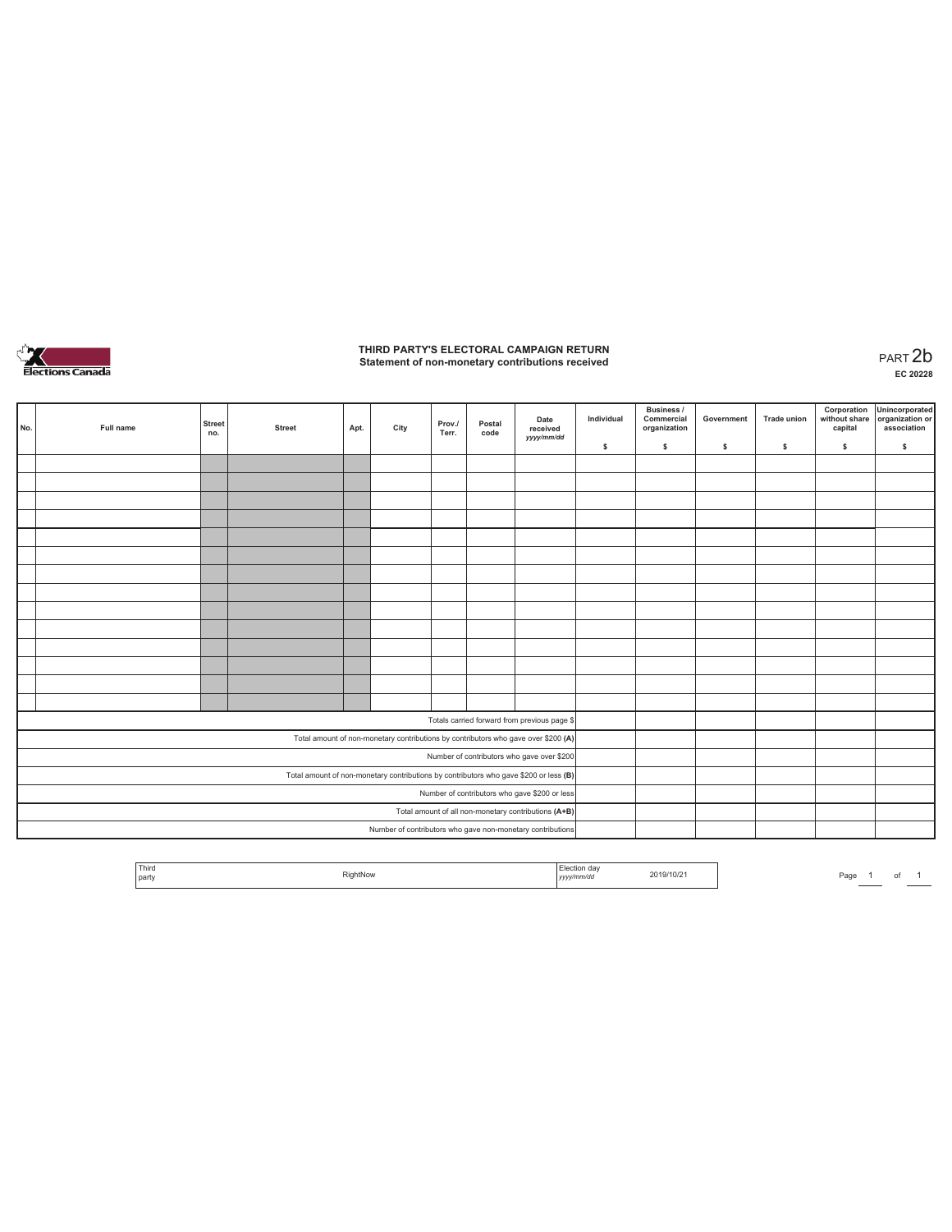# THIRD PARTY'S ELECTORAL CAMPAIGN RETURN

**Statement of non-monetary contributions received**

PART 2b

**EC 20228**

| No. | Full name | Street no. | Street | Apt. | City | Prov./ Terr. | Postal code | Date received yyyy/mm/dd | Individual $ | Business / Commercial organization $ | Government $ | Trade union $ | Corporation without share capital $ | Unincorporated organization or association $ |
|---|---|---|---|---|---|---|---|---|---|---|---|---|---|---|
| | | | | | | | | | | | | | | |
| | | | | | | | | | | | | | | |
| | | | | | | | | | | | | | | |
| | | | | | | | | | | | | | | |
| | | | | | | | | | | | | | | |
| | | | | | | | | | | | | | | |
| | | | | | | | | | | | | | | |
| | | | | | | | | | | | | | | |
| | | | | | | | | | | | | | | |
| | | | | | | | | | | | | | | |
| | | | | | | | | | | | | | | |
| | | | | | | | | | | | | | | |
| | | | | | | | | | | | | | | |
| | | | | | | | | | | | | | | |
| Totals carried forward from previous page $ | | | | | | | | | | | | | | |
| Total amount of non-monetary contributions by contributors who gave over $200 (A) | | | | | | | | | | | | | | |
| Number of contributors who gave over $200 | | | | | | | | | | | | | | |
| Total amount of non-monetary contributions by contributors who gave $200 or less (B) | | | | | | | | | | | | | | |
| Number of contributors who gave $200 or less | | | | | | | | | | | | | | |
| Total amount of all non-monetary contributions (A+B) | | | | | | | | | | | | | | |
| Number of contributors who gave non-monetary contributions | | | | | | | | | | | | | | |

| Third party | RightNow | Election day yyyy/mm/dd | 2019/10/21 |
|---|---|---|---|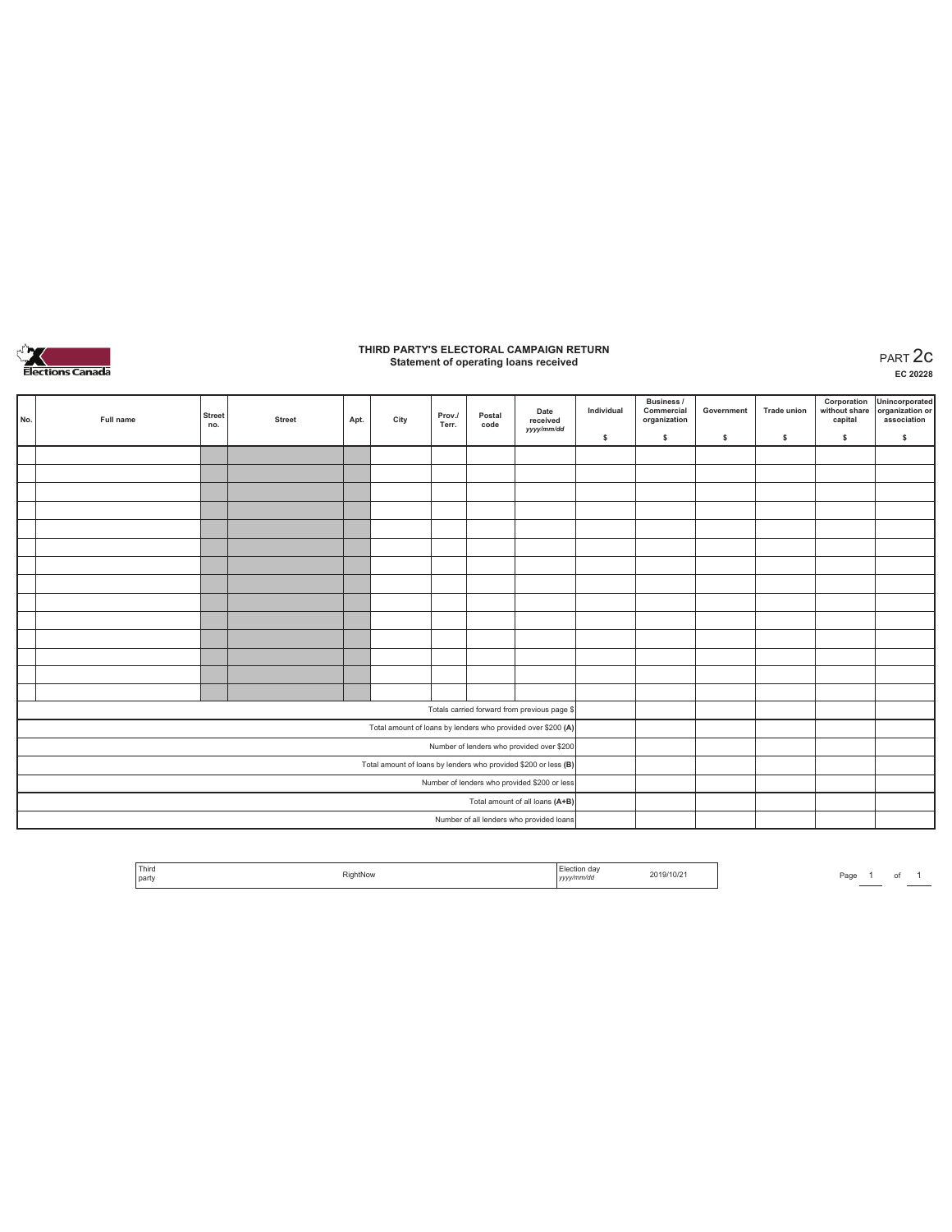# THIRD PARTY'S ELECTORAL CAMPAIGN RETURN

## Statement of operating loans received

PART 2c

EC 20228

| No. | Full name | Street no. | Street | Apt. | City | Prov./ Terr. | Postal code | Date received *yyyy/mm/dd* | Individual $ | Business / Commercial organization $ | Government $ | Trade union $ | Corporation without share capital $ | Unincorporated organization or association $ |
|---|---|---|---|---|---|---|---|---|---|---|---|---|---|---|
| | | | | | | | | | | | | | | |
| | | | | | | | | | | | | | | |
| | | | | | | | | | | | | | | |
| | | | | | | | | | | | | | | |
| | | | | | | | | | | | | | | |
| | | | | | | | | | | | | | | |
| | | | | | | | | | | | | | | |
| | | | | | | | | | | | | | | |
| | | | | | | | | | | | | | | |
| | | | | | | | | | | | | | | |
| | | | | | | | | | | | | | | |
| | | | | | | | | | | | | | | |
| | | | | | | | | | | | | | | |
| | | | | | | | | | | | | | | |
| Totals carried forward from previous page $ | | | | | | | | | | | | | | |
| Total amount of loans by lenders who provided over $200 **(A)** | | | | | | | | | | | | | | |
| Number of lenders who provided over $200 | | | | | | | | | | | | | | |
| Total amount of loans by lenders who provided $200 or less **(B)** | | | | | | | | | | | | | | |
| Number of lenders who provided $200 or less | | | | | | | | | | | | | | |
| Total amount of all loans **(A+B)** | | | | | | | | | | | | | | |
| Number of all lenders who provided loans | | | | | | | | | | | | | | |

| Third party | RightNow | Election day *yyyy/mm/dd* | 2019/10/21 |
|---|---|---|---|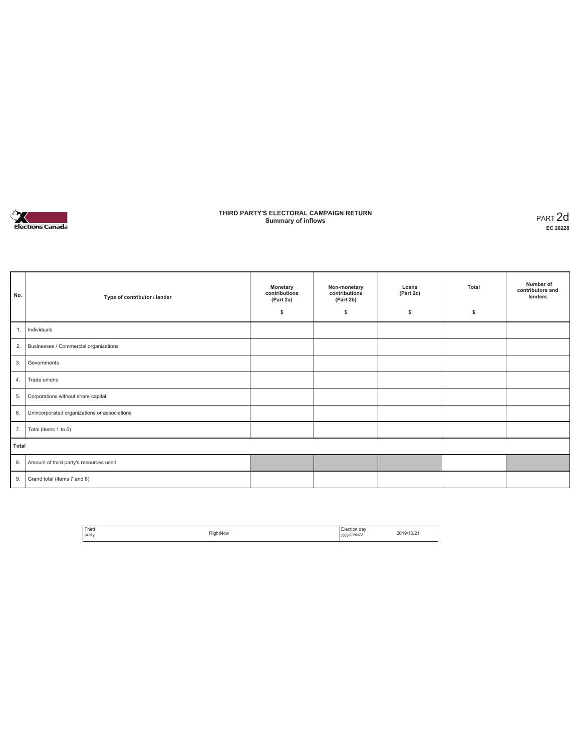Elections Canada

# THIRD PARTY'S ELECTORAL CAMPAIGN RETURN
## Summary of inflows

PART 2d
EC 20228

| No. | Type of contributor / lender | Monetary contributions (Part 2a) $ | Non-monetary contributions (Part 2b) $ | Loans (Part 2c) $ | Total $ | Number of contributors and lenders |
|---|---|---|---|---|---|---|
| 1. | Individuals | | | | | |
| 2. | Businesses / Commercial organizations | | | | | |
| 3. | Governments | | | | | |
| 4. | Trade unions | | | | | |
| 5. | Corporations without share capital | | | | | |
| 6. | Unincorporated organizations or associations | | | | | |
| 7. | Total (items 1 to 6) | | | | | |
| **Total** | | | | | | |
| 8. | Amount of third party's resources used | | | | | |
| 9. | Grand total (items 7 and 8) | | | | | |

| Third party | RightNow | Election day *yyyy/mm/dd* | 2019/10/21 |
|---|---|---|---|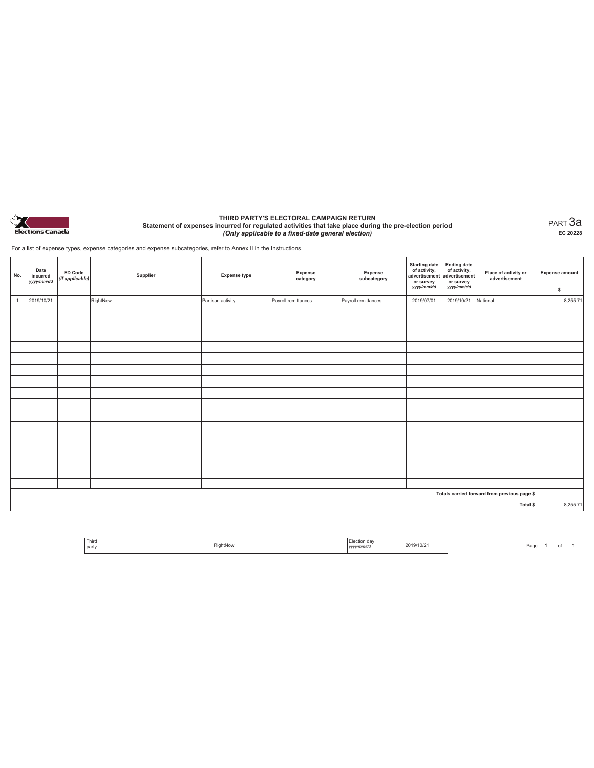Elections Canada

# THIRD PARTY'S ELECTORAL CAMPAIGN RETURN

**Statement of expenses incurred for regulated activities that take place during the pre-election period**

***(Only applicable to a fixed-date general election)***

PART 3a

**EC 20228**

For a list of expense types, expense categories and expense subcategories, refer to Annex II in the Instructions.

| No. | Date incurred *yyyy/mm/dd* | ED Code *(if applicable)* | Supplier | Expense type | Expense category | Expense subcategory | Starting date of activity, advertisement or survey *yyyy/mm/dd* | Ending date of activity, advertisement or survey *yyyy/mm/dd* | Place of activity or advertisement | Expense amount $ |
|---|---|---|---|---|---|---|---|---|---|---|
| 1 | 2019/10/21 | | RightNow | Partisan activity | Payroll remittances | Payroll remittances | 2019/07/01 | 2019/10/21 | National | 8,255.71 |
| | | | | | | | | | | |
| | | | | | | | | | | |
| | | | | | | | | | | |
| | | | | | | | | | | |
| | | | | | | | | | | |
| | | | | | | | | | | |
| | | | | | | | | | | |
| | | | | | | | | | | |
| | | | | | | | | | | |
| | | | | | | | | | | |
| | | | | | | | | | | |
| | | | | | | | | | | |
| | | | | | | | | | | |
| | | | | | | | | | | |
| | | | | | | | | | | |
| | | | | | | | | | | |
| **Totals carried forward from previous page $** | | | | | | | | | | |
| **Total $** | | | | | | | | | | 8,255.71 |

| Third party | RightNow | Election day *yyyy/mm/dd* | 2019/10/21 |
|---|---|---|---|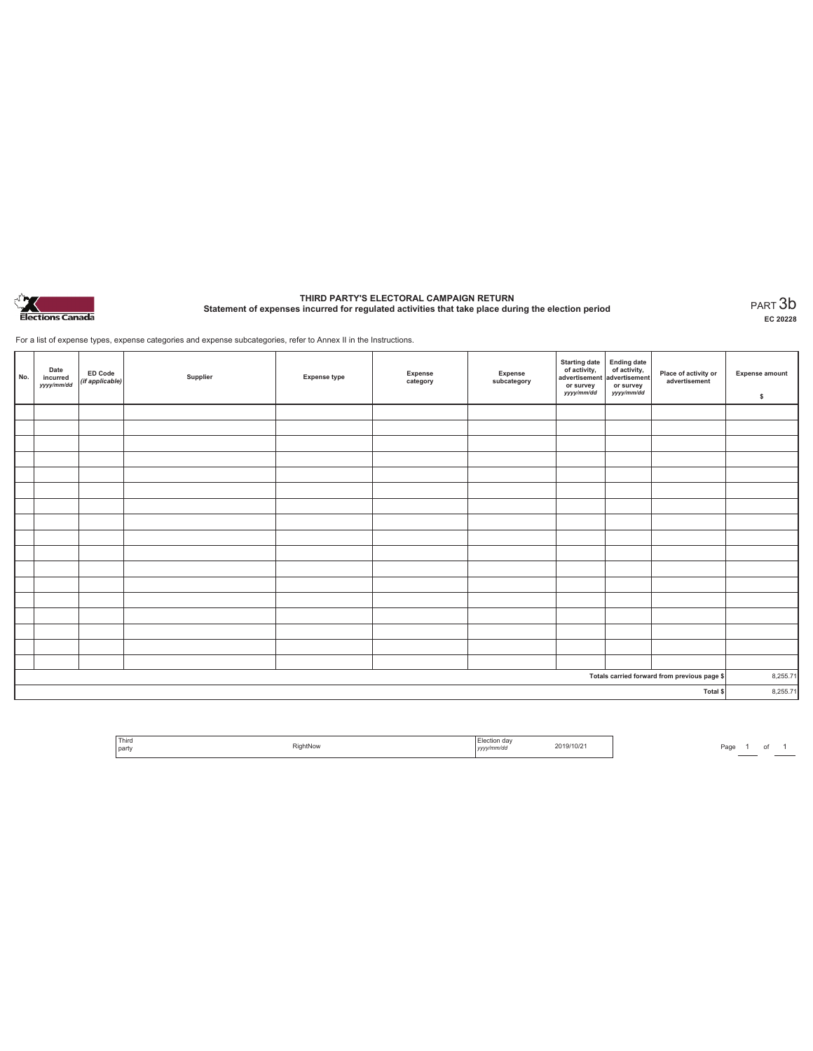# THIRD PARTY'S ELECTORAL CAMPAIGN RETURN

## Statement of expenses incurred for regulated activities that take place during the election period

PART 3b

EC 20228

For a list of expense types, expense categories and expense subcategories, refer to Annex II in the Instructions.

| No. | Date incurred *yyyy/mm/dd* | ED Code *(if applicable)* | Supplier | Expense type | Expense category | Expense subcategory | Starting date of activity, advertisement or survey *yyyy/mm/dd* | Ending date of activity, advertisement or survey *yyyy/mm/dd* | Place of activity or advertisement | Expense amount $ |
|---|---|---|---|---|---|---|---|---|---|---|
| | | | | | | | | | | |
| | | | | | | | | | | |
| | | | | | | | | | | |
| | | | | | | | | | | |
| | | | | | | | | | | |
| | | | | | | | | | | |
| | | | | | | | | | | |
| | | | | | | | | | | |
| | | | | | | | | | | |
| | | | | | | | | | | |
| | | | | | | | | | | |
| | | | | | | | | | | |
| | | | | | | | | | | |
| | | | | | | | | | | |
| | | | | | | | | | | |
| | | | | | | | | | | |
| | | | | | | | | | | |
| | | | | | | | | | Totals carried forward from previous page $ | 8,255.71 |
| | | | | | | | | | Total $ | 8,255.71 |

| Third party | RightNow | Election day *yyyy/mm/dd* | 2019/10/21 |
|---|---|---|---|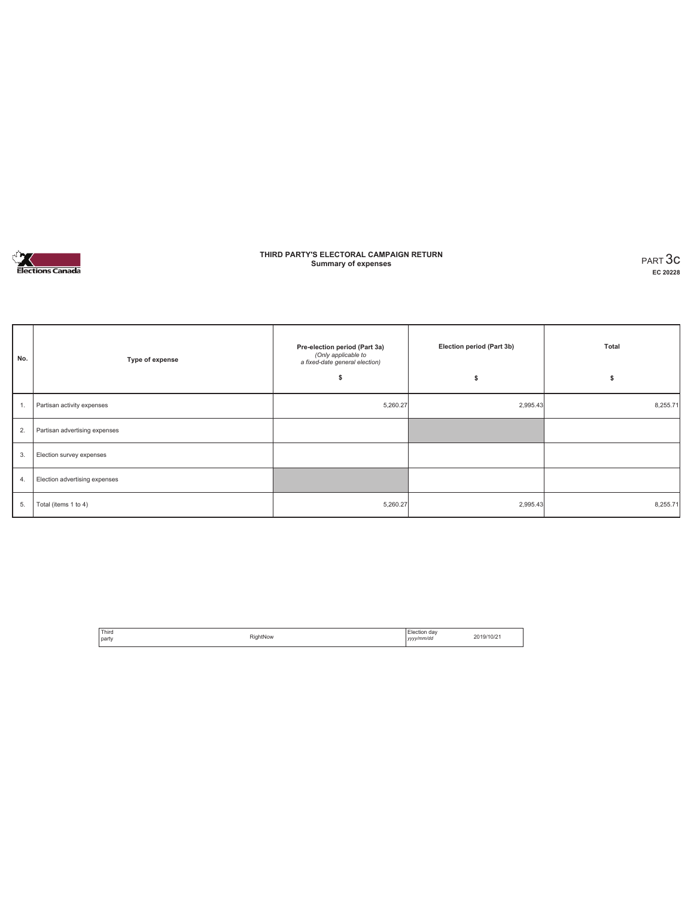Elections Canada

# THIRD PARTY'S ELECTORAL CAMPAIGN RETURN
## Summary of expenses

PART 3c
**EC 20228**

| No. | Type of expense | Pre-election period (Part 3a) *(Only applicable to a fixed-date general election)* $ | Election period (Part 3b) $ | Total $ |
|---|---|---|---|---|
| 1. | Partisan activity expenses | 5,260.27 | 2,995.43 | 8,255.71 |
| 2. | Partisan advertising expenses | | | |
| 3. | Election survey expenses | | | |
| 4. | Election advertising expenses | | | |
| 5. | Total (items 1 to 4) | 5,260.27 | 2,995.43 | 8,255.71 |

| Third party | RightNow | Election day *yyyy/mm/dd* | 2019/10/21 |
|---|---|---|---|